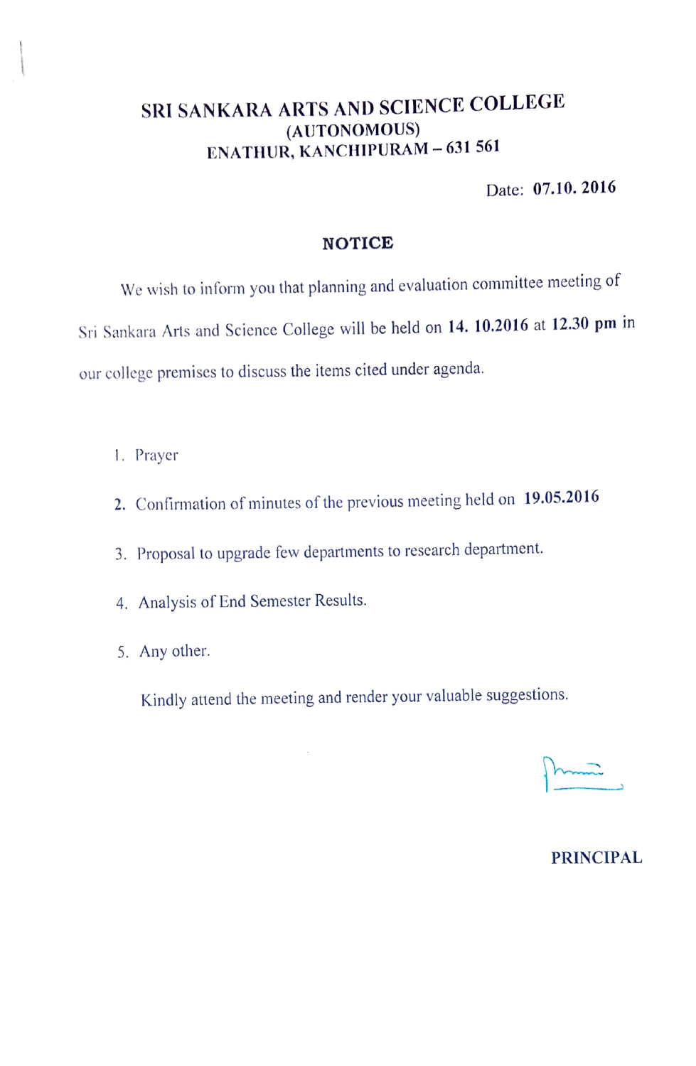# SRI SANKARA ARTS AND SCIENCE COLLEGE
## (AUTONOMOUS)
## ENATHUR, KANCHIPURAM – 631 561

Date: **07.10. 2016**

## NOTICE

We wish to inform you that planning and evaluation committee meeting of Sri Sankara Arts and Science College will be held on **14. 10.2016** at **12.30 pm** in our college premises to discuss the items cited under agenda.

1. Prayer
2. Confirmation of minutes of the previous meeting held on **19.05.2016**
3. Proposal to upgrade few departments to research department.
4. Analysis of End Semester Results.
5. Any other.

Kindly attend the meeting and render your valuable suggestions.

**PRINCIPAL**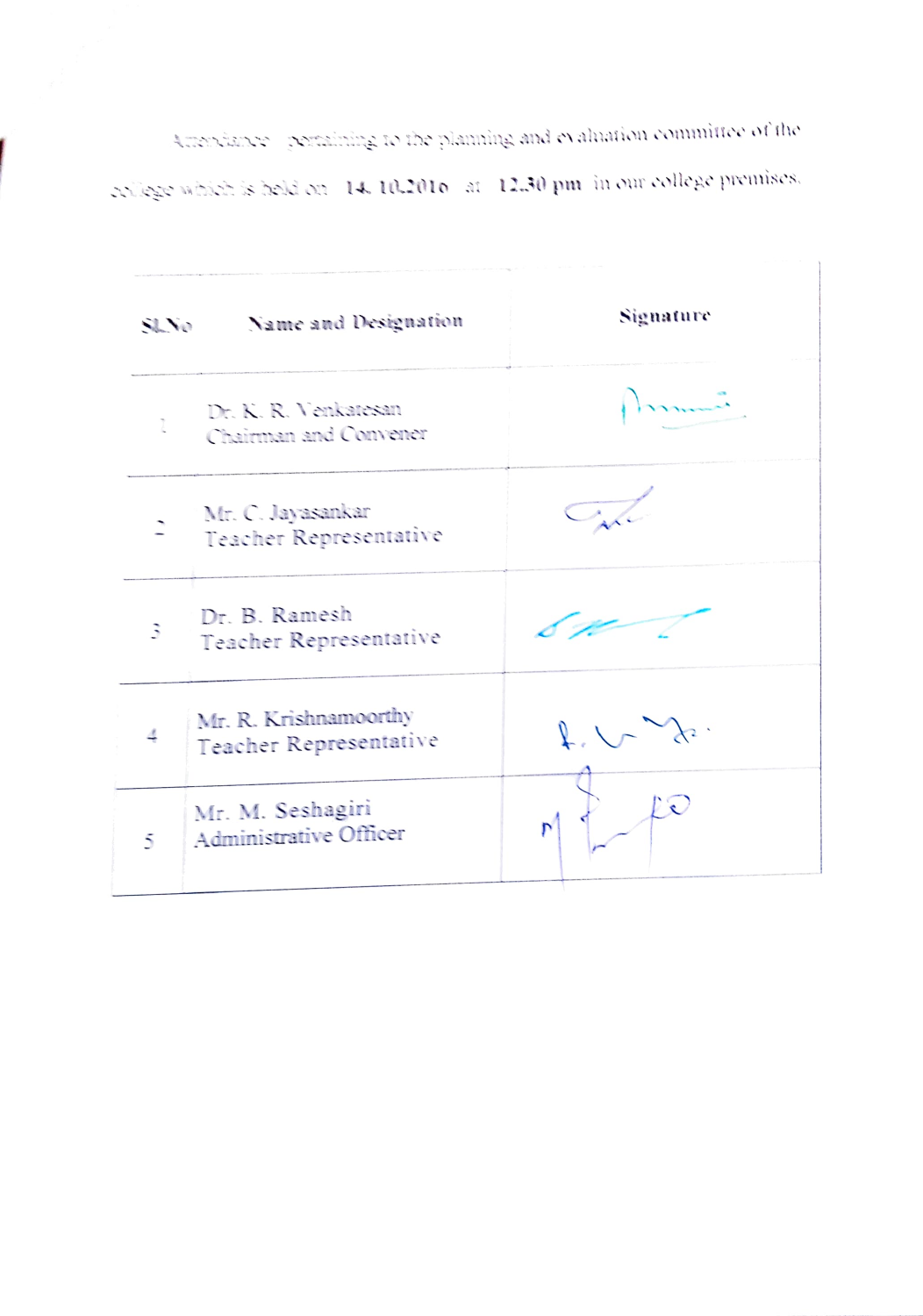Attendance pertaining to the planning and evaluation committee of the college which is held on **14. 10.2016** at **12.30 pm** in our college premises.

| Sl.No | Name and Designation | Signature |
|---|---|---|
| 1 | Dr. K. R. Venkatesan<br>Chairman and Convener | |
| 2 | Mr. C. Jayasankar<br>Teacher Representative | |
| 3 | Dr. B. Ramesh<br>Teacher Representative | |
| 4 | Mr. R. Krishnamoorthy<br>Teacher Representative | |
| 5 | Mr. M. Seshagiri<br>Administrative Officer | |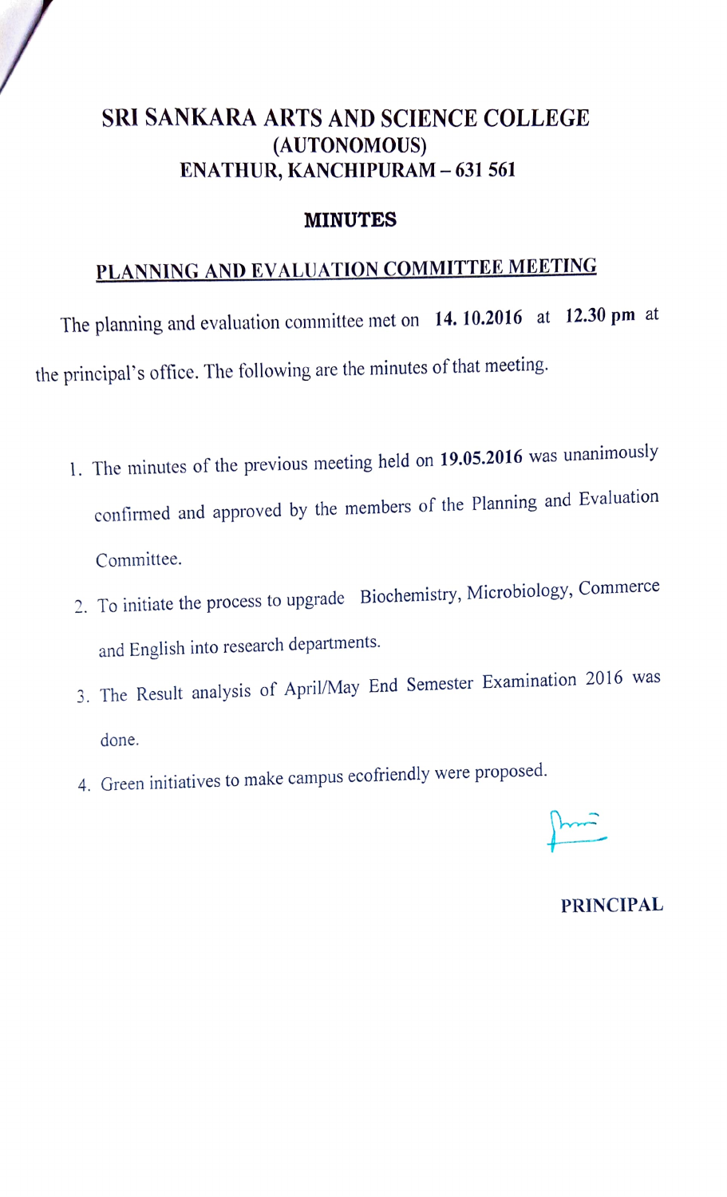# SRI SANKARA ARTS AND SCIENCE COLLEGE
## (AUTONOMOUS)
## ENATHUR, KANCHIPURAM – 631 561

### MINUTES

### PLANNING AND EVALUATION COMMITTEE MEETING

The planning and evaluation committee met on **14. 10.2016** at **12.30 pm** at the principal's office. The following are the minutes of that meeting.

1. The minutes of the previous meeting held on **19.05.2016** was unanimously confirmed and approved by the members of the Planning and Evaluation Committee.
2. To initiate the process to upgrade Biochemistry, Microbiology, Commerce and English into research departments.
3. The Result analysis of April/May End Semester Examination 2016 was done.
4. Green initiatives to make campus ecofriendly were proposed.

**PRINCIPAL**